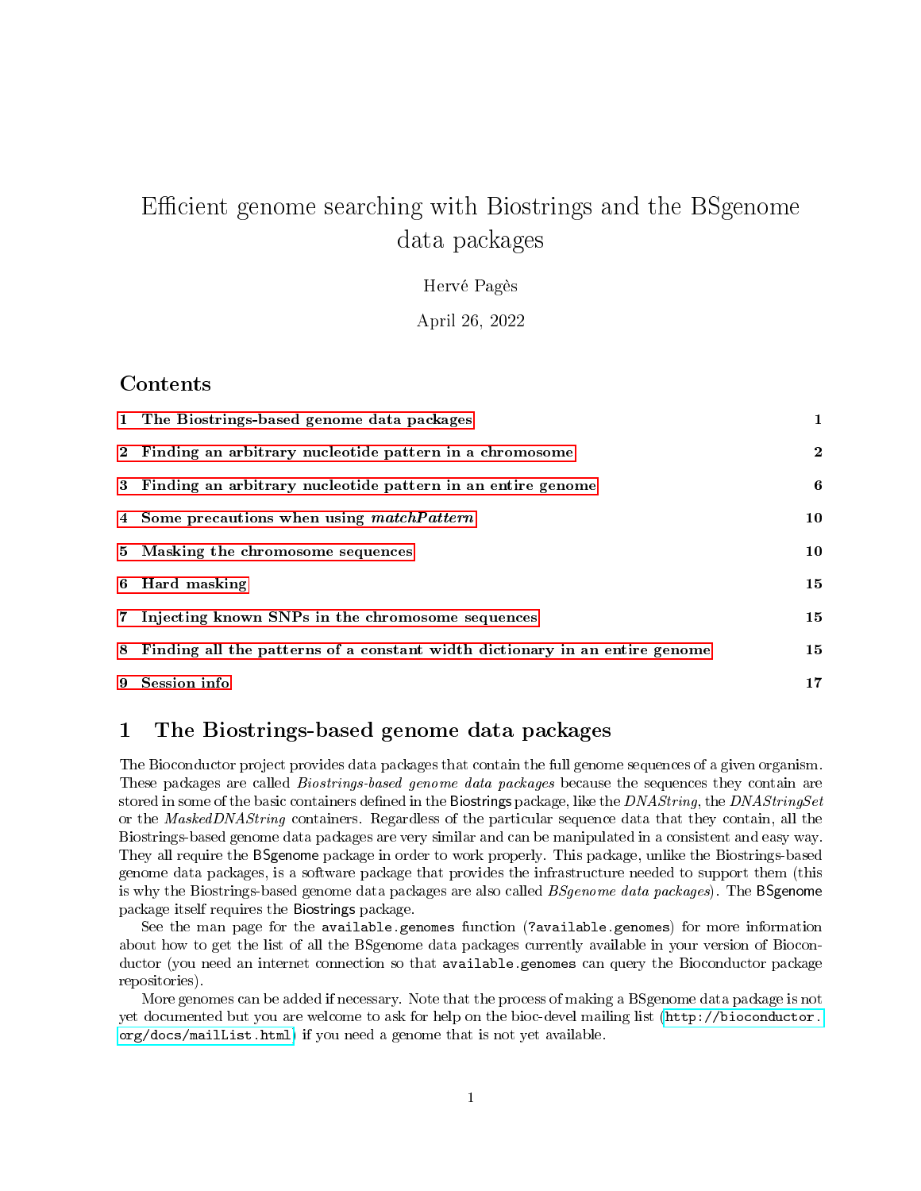# Efficient genome searching with Biostrings and the BSgenome data packages

Hervé Pagès

April 26, 2022

## Contents

| | | |
|---|---|---|
| 1 | **The Biostrings-based genome data packages** | **1** |
| 2 | **Finding an arbitrary nucleotide pattern in a chromosome** | **2** |
| 3 | **Finding an arbitrary nucleotide pattern in an entire genome** | **6** |
| 4 | **Some precautions when using *matchPattern*** | **10** |
| 5 | **Masking the chromosome sequences** | **10** |
| 6 | **Hard masking** | **15** |
| 7 | **Injecting known SNPs in the chromosome sequences** | **15** |
| 8 | **Finding all the patterns of a constant width dictionary in an entire genome** | **15** |
| 9 | **Session info** | **17** |

## 1 The Biostrings-based genome data packages

The Bioconductor project provides data packages that contain the full genome sequences of a given organism. These packages are called *Biostrings-based genome data packages* because the sequences they contain are stored in some of the basic containers defined in the Biostrings package, like the *DNAString*, the *DNAStringSet* or the *MaskedDNAString* containers. Regardless of the particular sequence data that they contain, all the Biostrings-based genome data packages are very similar and can be manipulated in a consistent and easy way. They all require the BSgenome package in order to work properly. This package, unlike the Biostrings-based genome data packages, is a software package that provides the infrastructure needed to support them (this is why the Biostrings-based genome data packages are also called *BSgenome data packages*). The BSgenome package itself requires the Biostrings package.

See the man page for the `available.genomes` function (`?available.genomes`) for more information about how to get the list of all the BSgenome data packages currently available in your version of Bioconductor (you need an internet connection so that `available.genomes` can query the Bioconductor package repositories).

More genomes can be added if necessary. Note that the process of making a BSgenome data package is not yet documented but you are welcome to ask for help on the bioc-devel mailing list (`http://bioconductor.org/docs/mailList.html`) if you need a genome that is not yet available.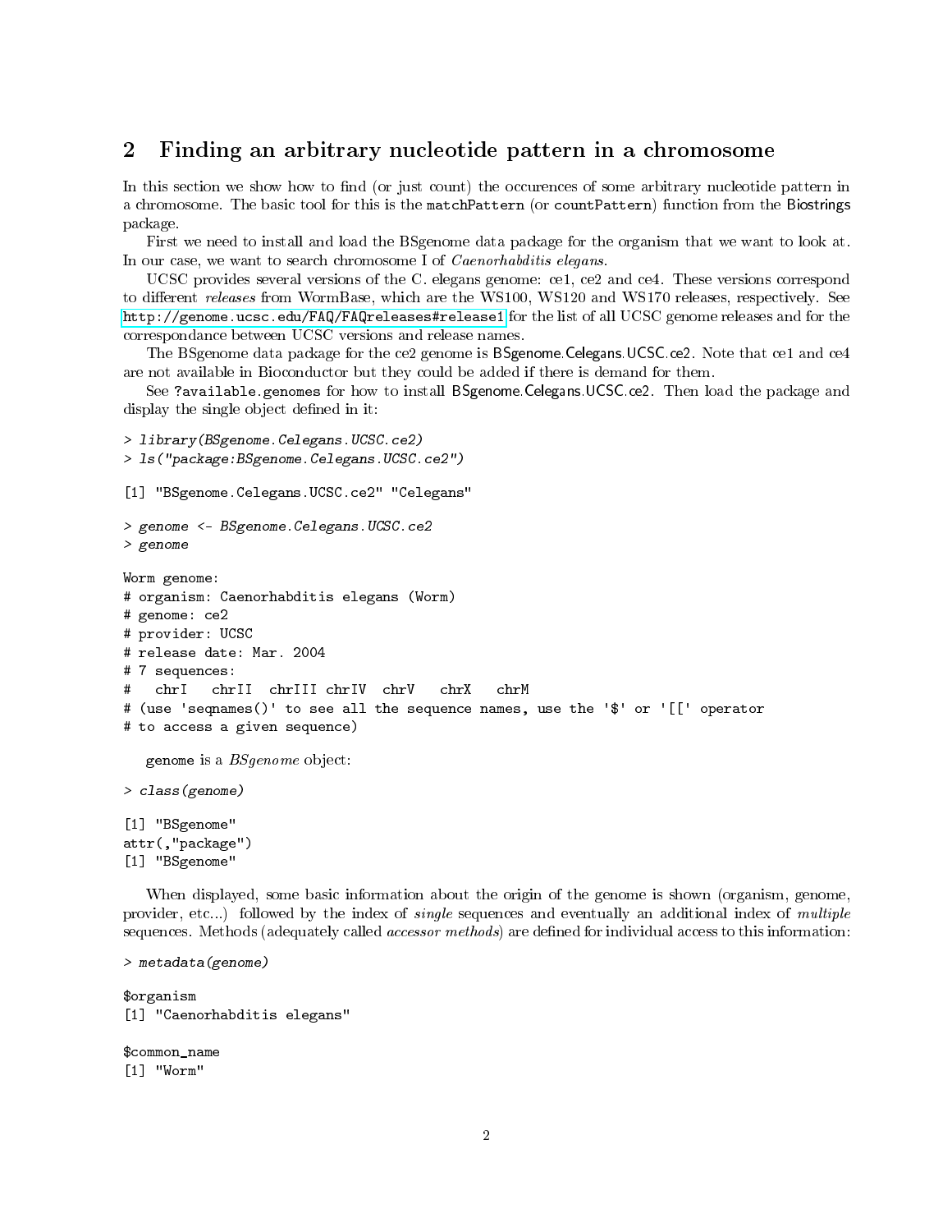## 2 Finding an arbitrary nucleotide pattern in a chromosome

In this section we show how to find (or just count) the occurences of some arbitrary nucleotide pattern in a chromosome. The basic tool for this is the `matchPattern` (or `countPattern`) function from the Biostrings package.

First we need to install and load the BSgenome data package for the organism that we want to look at. In our case, we want to search chromosome I of *Caenorhabditis elegans*.

UCSC provides several versions of the C. elegans genome: ce1, ce2 and ce4. These versions correspond to different *releases* from WormBase, which are the WS100, WS120 and WS170 releases, respectively. See http://genome.ucsc.edu/FAQ/FAQreleases#release1 for the list of all UCSC genome releases and for the correspondance between UCSC versions and release names.

The BSgenome data package for the ce2 genome is BSgenome.Celegans.UCSC.ce2. Note that ce1 and ce4 are not available in Bioconductor but they could be added if there is demand for them.

See `?available.genomes` for how to install BSgenome.Celegans.UCSC.ce2. Then load the package and display the single object defined in it:

```
> library(BSgenome.Celegans.UCSC.ce2)
> ls("package:BSgenome.Celegans.UCSC.ce2")

[1] "BSgenome.Celegans.UCSC.ce2" "Celegans"

> genome <- BSgenome.Celegans.UCSC.ce2
> genome

Worm genome:
# organism: Caenorhabditis elegans (Worm)
# genome: ce2
# provider: UCSC
# release date: Mar. 2004
# 7 sequences:
#   chrI   chrII  chrIII chrIV  chrV   chrX   chrM
# (use 'seqnames()' to see all the sequence names, use the '$' or '[[' operator
# to access a given sequence)
```

genome is a *BSgenome* object:

```
> class(genome)

[1] "BSgenome"
attr(,"package")
[1] "BSgenome"
```

When displayed, some basic information about the origin of the genome is shown (organism, genome, provider, etc...) followed by the index of *single* sequences and eventually an additional index of *multiple* sequences. Methods (adequately called *accessor methods*) are defined for individual access to this information:

```
> metadata(genome)

$organism
[1] "Caenorhabditis elegans"

$common_name
[1] "Worm"
```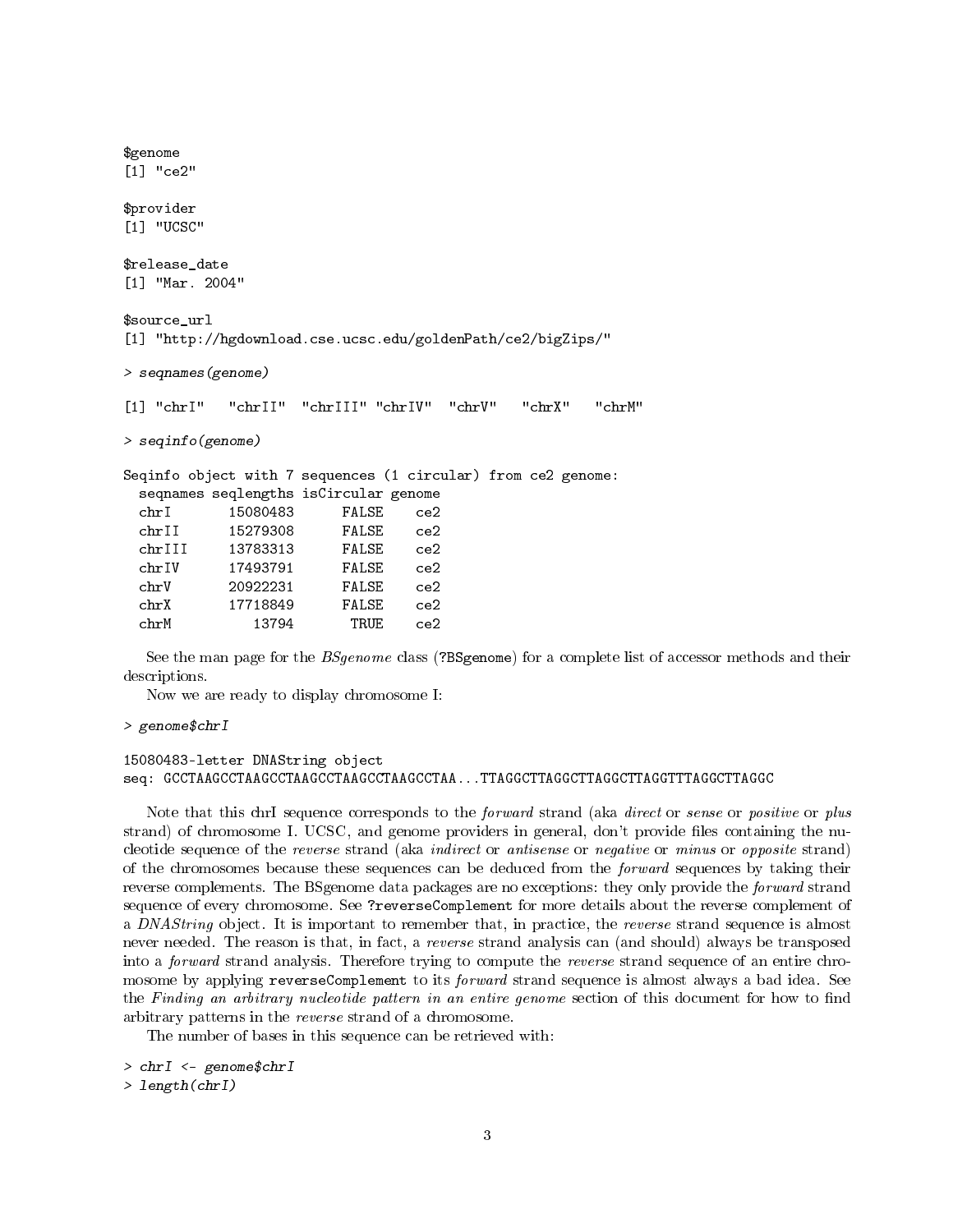```
$genome
[1] "ce2"

$provider
[1] "UCSC"

$release_date
[1] "Mar. 2004"

$source_url
[1] "http://hgdownload.cse.ucsc.edu/goldenPath/ce2/bigZips/"
```

```
> seqnames(genome)
```

```
[1] "chrI"   "chrII"  "chrIII" "chrIV"  "chrV"   "chrX"   "chrM"
```

```
> seqinfo(genome)
```

```
Seqinfo object with 7 sequences (1 circular) from ce2 genome:
  seqnames seqlengths isCircular genome
  chrI       15080483      FALSE    ce2
  chrII      15279308      FALSE    ce2
  chrIII     13783313      FALSE    ce2
  chrIV      17493791      FALSE    ce2
  chrV       20922231      FALSE    ce2
  chrX       17718849      FALSE    ce2
  chrM          13794       TRUE    ce2
```

See the man page for the *BSgenome* class (?BSgenome) for a complete list of accessor methods and their descriptions.

Now we are ready to display chromosome I:

```
> genome$chrI
```

```
15080483-letter DNAString object
seq: GCCTAAGCCTAAGCCTAAGCCTAAGCCTAAGCCTAA...TTAGGCTTAGGCTTAGGCTTAGGTTTAGGCTTAGGC
```

Note that this chrI sequence corresponds to the *forward* strand (aka *direct* or *sense* or *positive* or *plus* strand) of chromosome I. UCSC, and genome providers in general, don't provide files containing the nucleotide sequence of the *reverse* strand (aka *indirect* or *antisense* or *negative* or *minus* or *opposite* strand) of the chromosomes because these sequences can be deduced from the *forward* sequences by taking their reverse complements. The BSgenome data packages are no exceptions: they only provide the *forward* strand sequence of every chromosome. See ?reverseComplement for more details about the reverse complement of a *DNAString* object. It is important to remember that, in practice, the *reverse* strand sequence is almost never needed. The reason is that, in fact, a *reverse* strand analysis can (and should) always be transposed into a *forward* strand analysis. Therefore trying to compute the *reverse* strand sequence of an entire chromosome by applying reverseComplement to its *forward* strand sequence is almost always a bad idea. See the *Finding an arbitrary nucleotide pattern in an entire genome* section of this document for how to find arbitrary patterns in the *reverse* strand of a chromosome.

The number of bases in this sequence can be retrieved with:

```
> chrI <- genome$chrI
> length(chrI)
```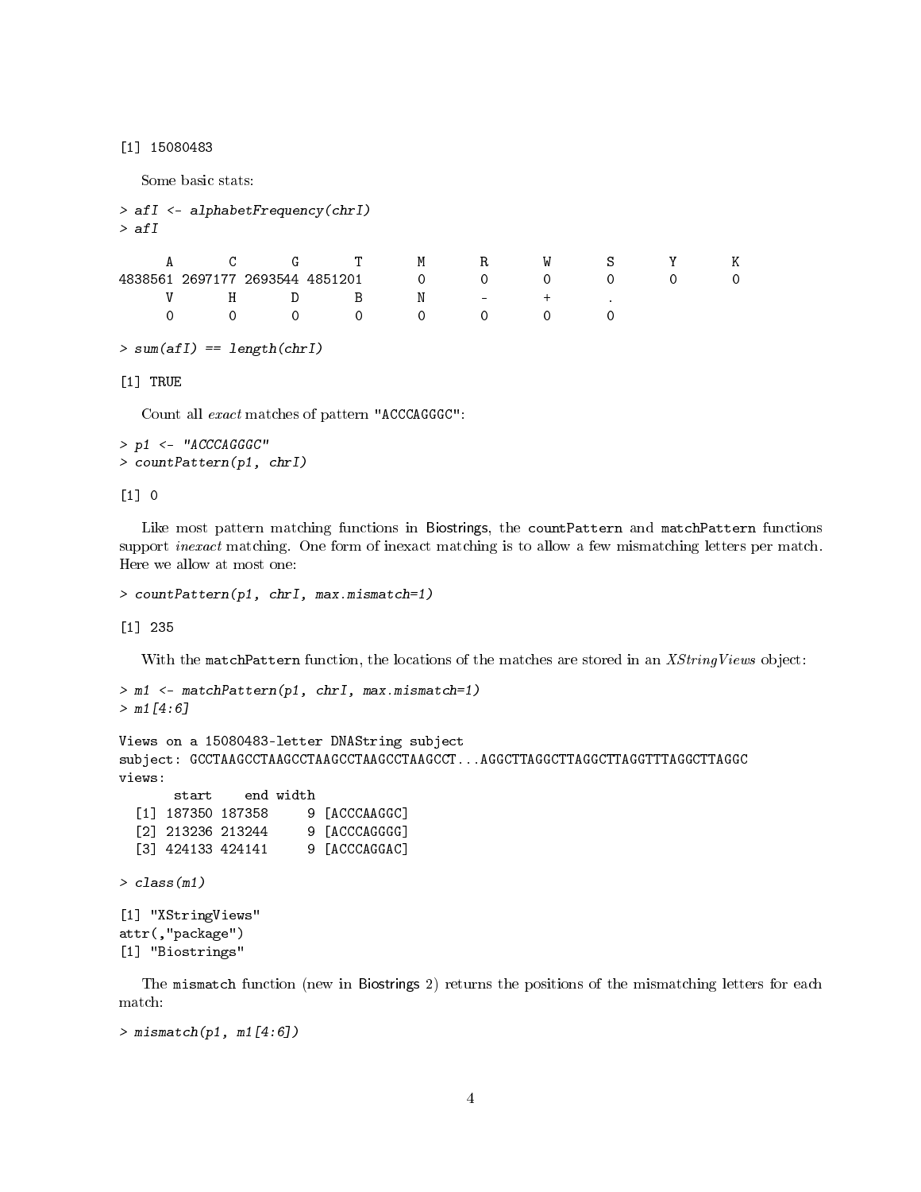```
[1] 15080483
```

Some basic stats:

```
> afI <- alphabetFrequency(chrI)
> afI

      A       C       G       T       M       R       W       S       Y       K 
4838561 2697177 2693544 4851201       0       0       0       0       0       0 
      V       H       D       B       N       -       +       . 
      0       0       0       0       0       0       0       0 

> sum(afI) == length(chrI)

[1] TRUE
```

Count all *exact* matches of pattern "ACCCAGGGC":

```
> p1 <- "ACCCAGGGC"
> countPattern(p1, chrI)

[1] 0
```

Like most pattern matching functions in Biostrings, the countPattern and matchPattern functions support *inexact* matching. One form of inexact matching is to allow a few mismatching letters per match. Here we allow at most one:

```
> countPattern(p1, chrI, max.mismatch=1)

[1] 235
```

With the matchPattern function, the locations of the matches are stored in an *XStringViews* object:

```
> m1 <- matchPattern(p1, chrI, max.mismatch=1)
> m1[4:6]

Views on a 15080483-letter DNAString subject
subject: GCCTAAGCCTAAGCCTAAGCCTAAGCCTAAGCCT...AGGCTTAGGCTTAGGCTTAGGTTTAGGCTTAGGC
views:
       start    end width
  [1] 187350 187358     9 [ACCCAAGGC]
  [2] 213236 213244     9 [ACCCAGGGG]
  [3] 424133 424141     9 [ACCCAGGAC]

> class(m1)

[1] "XStringViews"
attr(,"package")
[1] "Biostrings"
```

The mismatch function (new in Biostrings 2) returns the positions of the mismatching letters for each match:

```
> mismatch(p1, m1[4:6])
```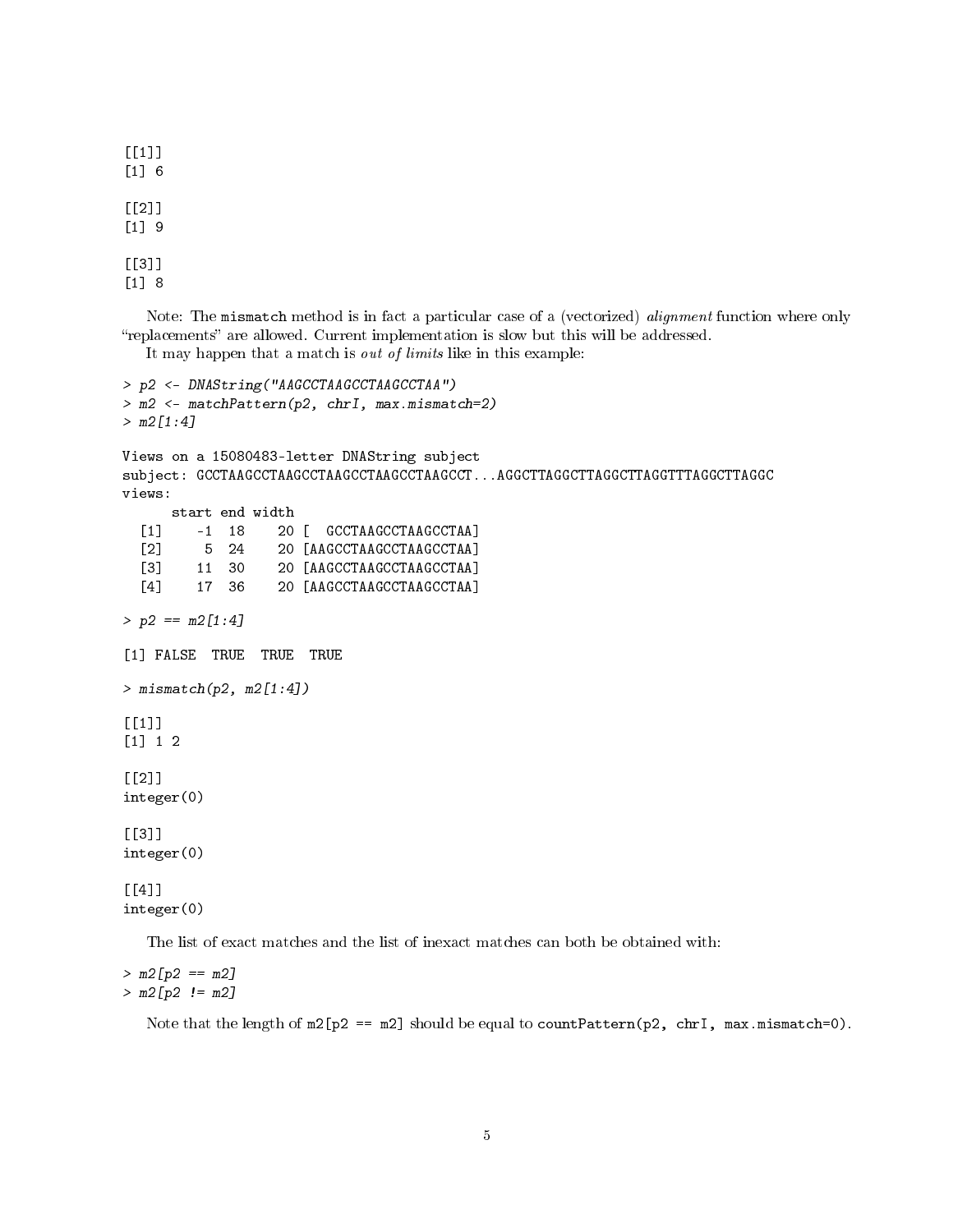```
[[1]]
[1] 6

[[2]]
[1] 9

[[3]]
[1] 8
```

Note: The `mismatch` method is in fact a particular case of a (vectorized) *alignment* function where only “replacements” are allowed. Current implementation is slow but this will be addressed.

It may happen that a match is *out of limits* like in this example:

```
> p2 <- DNAString("AAGCCTAAGCCTAAGCCTAA")
> m2 <- matchPattern(p2, chrI, max.mismatch=2)
> m2[1:4]

Views on a 15080483-letter DNAString subject
subject: GCCTAAGCCTAAGCCTAAGCCTAAGCCTAAGCCT...AGGCTTAGGCTTAGGCTTAGGTTTAGGCTTAGGC
views:
      start end width
  [1]    -1  18    20 [  GCCTAAGCCTAAGCCTAA]
  [2]     5  24    20 [AAGCCTAAGCCTAAGCCTAA]
  [3]    11  30    20 [AAGCCTAAGCCTAAGCCTAA]
  [4]    17  36    20 [AAGCCTAAGCCTAAGCCTAA]

> p2 == m2[1:4]

[1] FALSE  TRUE  TRUE  TRUE

> mismatch(p2, m2[1:4])

[[1]]
[1] 1 2

[[2]]
integer(0)

[[3]]
integer(0)

[[4]]
integer(0)
```

The list of exact matches and the list of inexact matches can both be obtained with:

```
> m2[p2 == m2]
> m2[p2 != m2]
```

Note that the length of `m2[p2 == m2]` should be equal to `countPattern(p2, chrI, max.mismatch=0)`.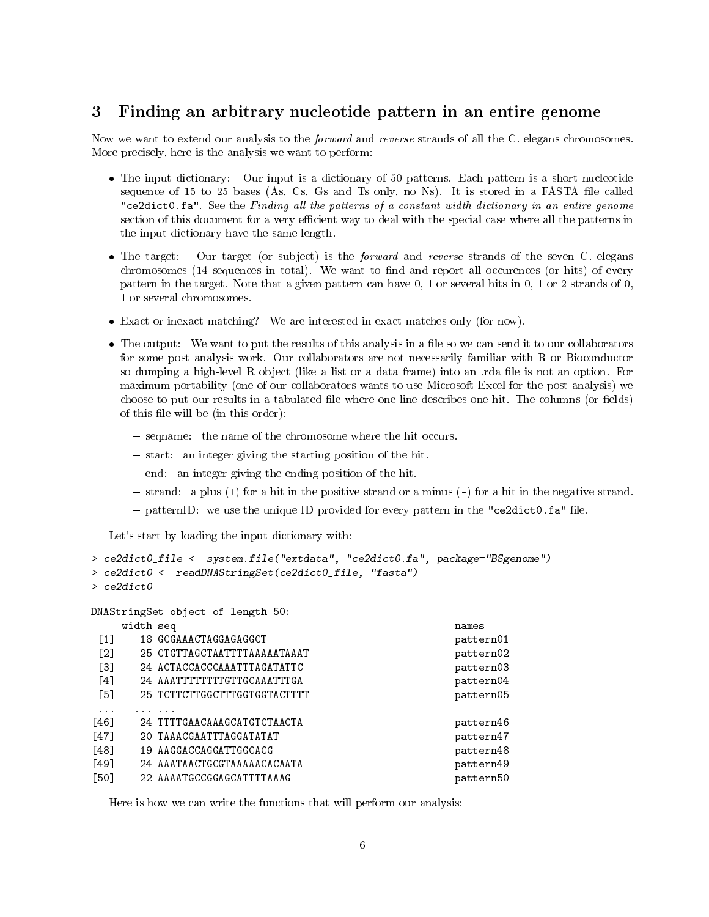## 3 Finding an arbitrary nucleotide pattern in an entire genome

Now we want to extend our analysis to the *forward* and *reverse* strands of all the C. elegans chromosomes. More precisely, here is the analysis we want to perform:

- The input dictionary: Our input is a dictionary of 50 patterns. Each pattern is a short nucleotide sequence of 15 to 25 bases (As, Cs, Gs and Ts only, no Ns). It is stored in a FASTA file called "ce2dict0.fa". See the *Finding all the patterns of a constant width dictionary in an entire genome* section of this document for a very efficient way to deal with the special case where all the patterns in the input dictionary have the same length.
- The target: Our target (or subject) is the *forward* and *reverse* strands of the seven C. elegans chromosomes (14 sequences in total). We want to find and report all occurences (or hits) of every pattern in the target. Note that a given pattern can have 0, 1 or several hits in 0, 1 or 2 strands of 0, 1 or several chromosomes.
- Exact or inexact matching? We are interested in exact matches only (for now).
- The output: We want to put the results of this analysis in a file so we can send it to our collaborators for some post analysis work. Our collaborators are not necessarily familiar with R or Bioconductor so dumping a high-level R object (like a list or a data frame) into an .rda file is not an option. For maximum portability (one of our collaborators wants to use Microsoft Excel for the post analysis) we choose to put our results in a tabulated file where one line describes one hit. The columns (or fields) of this file will be (in this order):
  - seqname: the name of the chromosome where the hit occurs.
  - start: an integer giving the starting position of the hit.
  - end: an integer giving the ending position of the hit.
  - strand: a plus (+) for a hit in the positive strand or a minus (-) for a hit in the negative strand.
  - patternID: we use the unique ID provided for every pattern in the "ce2dict0.fa" file.

Let's start by loading the input dictionary with:

```
> ce2dict0_file <- system.file("extdata", "ce2dict0.fa", package="BSgenome")
> ce2dict0 <- readDNAStringSet(ce2dict0_file, "fasta")
> ce2dict0

DNAStringSet object of length 50:
     width seq                                              names
 [1]    18 GCGAAACTAGGAGAGGCT                               pattern01
 [2]    25 CTGTTAGCTAATTTTAAAAATAAAT                        pattern02
 [3]    24 ACTACCACCCAAATTTAGATATTC                         pattern03
 [4]    24 AAATTTTTTTTGTTGCAAATTTGA                         pattern04
 [5]    25 TCTTCTTGGCTTTGGTGGTACTTTT                        pattern05
 ...   ... ...
[46]    24 TTTTGAACAAAGCATGTCTAACTA                         pattern46
[47]    20 TAAACGAATTTAGGATATAT                             pattern47
[48]    19 AAGGACCAGGATTGGCACG                              pattern48
[49]    24 AAATAACTGCGTAAAAACACAATA                         pattern49
[50]    22 AAAATGCCGGAGCATTTTAAAG                           pattern50
```

Here is how we can write the functions that will perform our analysis: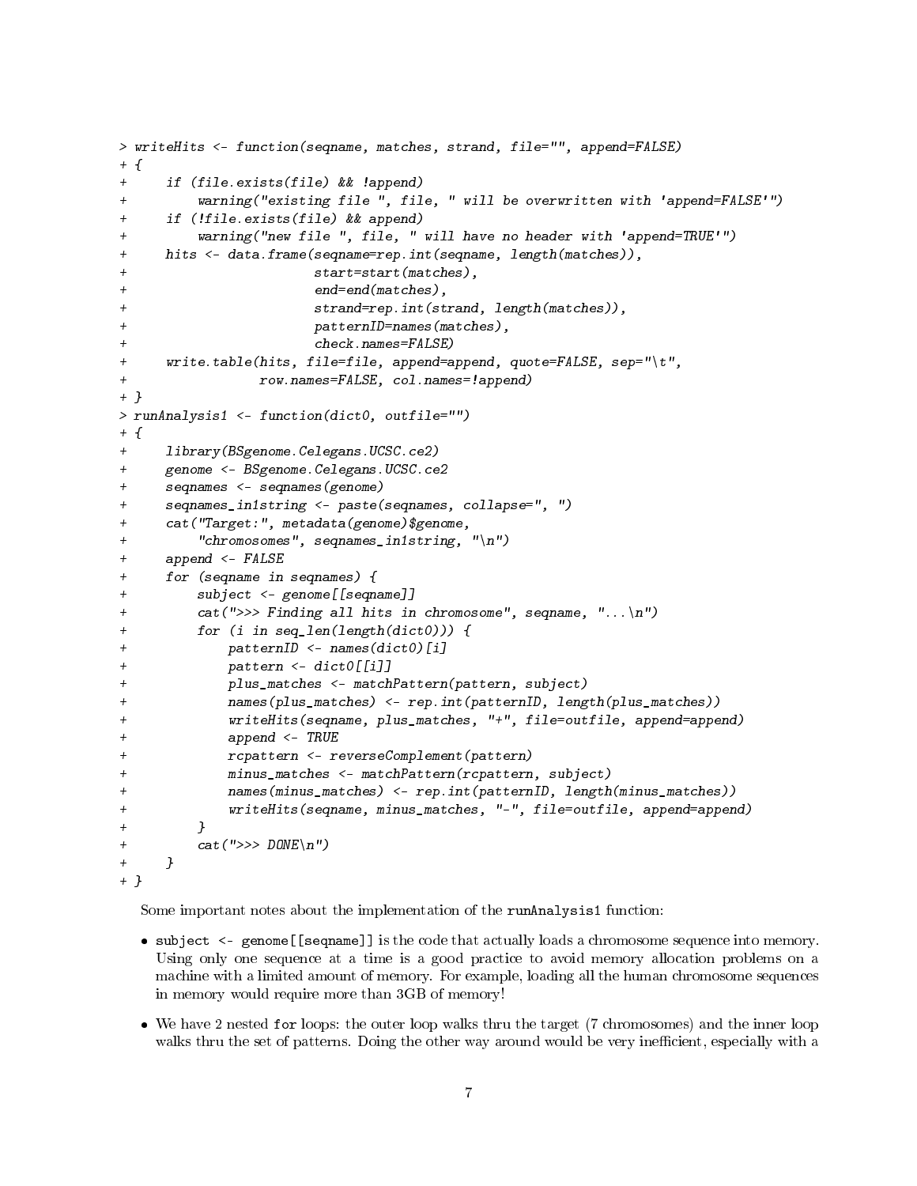```
> writeHits <- function(seqname, matches, strand, file="", append=FALSE)
+ {
+     if (file.exists(file) && !append)
+         warning("existing file ", file, " will be overwritten with 'append=FALSE'")
+     if (!file.exists(file) && append)
+         warning("new file ", file, " will have no header with 'append=TRUE'")
+     hits <- data.frame(seqname=rep.int(seqname, length(matches)),
+                        start=start(matches),
+                        end=end(matches),
+                        strand=rep.int(strand, length(matches)),
+                        patternID=names(matches),
+                        check.names=FALSE)
+     write.table(hits, file=file, append=append, quote=FALSE, sep="\t",
+                 row.names=FALSE, col.names=!append)
+ }
> runAnalysis1 <- function(dict0, outfile="")
+ {
+     library(BSgenome.Celegans.UCSC.ce2)
+     genome <- BSgenome.Celegans.UCSC.ce2
+     seqnames <- seqnames(genome)
+     seqnames_in1string <- paste(seqnames, collapse=", ")
+     cat("Target:", metadata(genome)$genome,
+         "chromosomes", seqnames_in1string, "\n")
+     append <- FALSE
+     for (seqname in seqnames) {
+         subject <- genome[[seqname]]
+         cat(">>> Finding all hits in chromosome", seqname, "...\n")
+         for (i in seq_len(length(dict0))) {
+             patternID <- names(dict0)[i]
+             pattern <- dict0[[i]]
+             plus_matches <- matchPattern(pattern, subject)
+             names(plus_matches) <- rep.int(patternID, length(plus_matches))
+             writeHits(seqname, plus_matches, "+", file=outfile, append=append)
+             append <- TRUE
+             rcpattern <- reverseComplement(pattern)
+             minus_matches <- matchPattern(rcpattern, subject)
+             names(minus_matches) <- rep.int(patternID, length(minus_matches))
+             writeHits(seqname, minus_matches, "-", file=outfile, append=append)
+         }
+         cat(">>> DONE\n")
+     }
+ }
```

Some important notes about the implementation of the `runAnalysis1` function:

- `subject <- genome[[seqname]]` is the code that actually loads a chromosome sequence into memory. Using only one sequence at a time is a good practice to avoid memory allocation problems on a machine with a limited amount of memory. For example, loading all the human chromosome sequences in memory would require more than 3GB of memory!

- We have 2 nested `for` loops: the outer loop walks thru the target (7 chromosomes) and the inner loop walks thru the set of patterns. Doing the other way around would be very inefficient, especially with a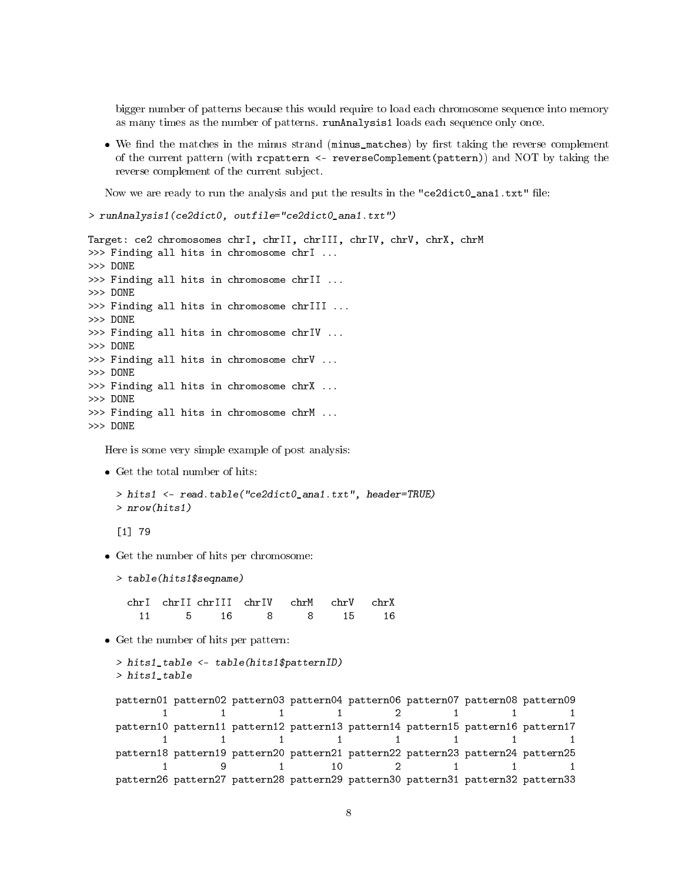bigger number of patterns because this would require to load each chromosome sequence into memory as many times as the number of patterns. `runAnalysis1` loads each sequence only once.

- We find the matches in the minus strand (`minus_matches`) by first taking the reverse complement of the current pattern (with `rcpattern <- reverseComplement(pattern)`) and NOT by taking the reverse complement of the current subject.

Now we are ready to run the analysis and put the results in the "ce2dict0_ana1.txt" file:

```
> runAnalysis1(ce2dict0, outfile="ce2dict0_ana1.txt")

Target: ce2 chromosomes chrI, chrII, chrIII, chrIV, chrV, chrX, chrM
>>> Finding all hits in chromosome chrI ...
>>> DONE
>>> Finding all hits in chromosome chrII ...
>>> DONE
>>> Finding all hits in chromosome chrIII ...
>>> DONE
>>> Finding all hits in chromosome chrIV ...
>>> DONE
>>> Finding all hits in chromosome chrV ...
>>> DONE
>>> Finding all hits in chromosome chrX ...
>>> DONE
>>> Finding all hits in chromosome chrM ...
>>> DONE
```

Here is some very simple example of post analysis:

- Get the total number of hits:

```
> hits1 <- read.table("ce2dict0_ana1.txt", header=TRUE)
> nrow(hits1)

[1] 79
```

- Get the number of hits per chromosome:

```
> table(hits1$seqname)

  chrI  chrII chrIII  chrIV   chrM   chrV   chrX 
    11      5     16      8      8     15     16 
```

- Get the number of hits per pattern:

```
> hits1_table <- table(hits1$patternID)
> hits1_table

pattern01 pattern02 pattern03 pattern04 pattern06 pattern07 pattern08 pattern09 
        1         1         1         1         2         1         1         1 
pattern10 pattern11 pattern12 pattern13 pattern14 pattern15 pattern16 pattern17 
        1         1         1         1         1         1         1         1 
pattern18 pattern19 pattern20 pattern21 pattern22 pattern23 pattern24 pattern25 
        1         9         1        10         2         1         1         1 
pattern26 pattern27 pattern28 pattern29 pattern30 pattern31 pattern32 pattern33 
```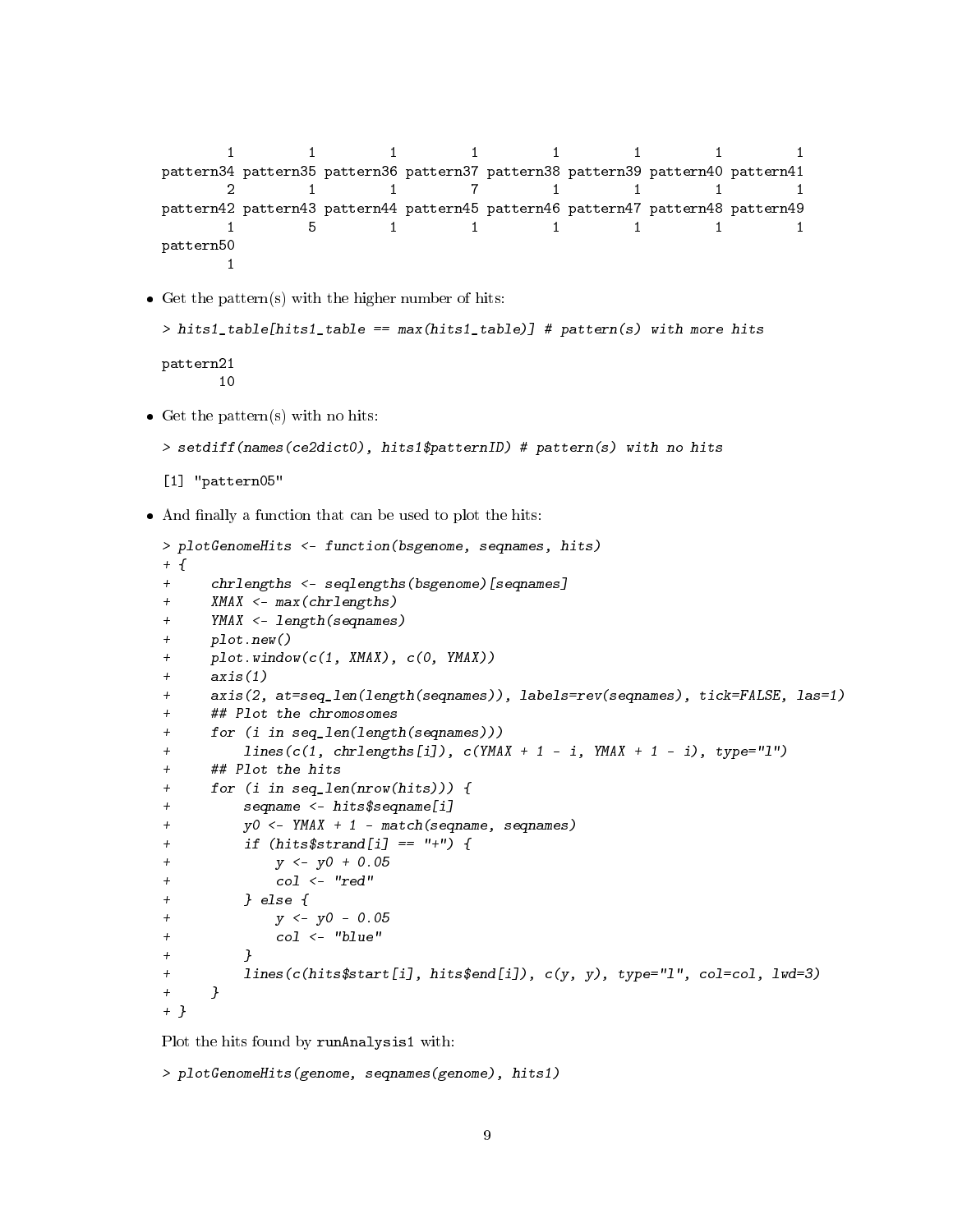```
        1         1         1         1         1         1         1         1 
pattern34 pattern35 pattern36 pattern37 pattern38 pattern39 pattern40 pattern41 
        2         1         1         7         1         1         1         1 
pattern42 pattern43 pattern44 pattern45 pattern46 pattern47 pattern48 pattern49 
        1         5         1         1         1         1         1         1 
pattern50 
        1 
```

- Get the pattern(s) with the higher number of hits:

```
> hits1_table[hits1_table == max(hits1_table)] # pattern(s) with more hits

pattern21 
       10 
```

- Get the pattern(s) with no hits:

```
> setdiff(names(ce2dict0), hits1$patternID) # pattern(s) with no hits

[1] "pattern05"
```

- And finally a function that can be used to plot the hits:

```
> plotGenomeHits <- function(bsgenome, seqnames, hits)
+ {
+     chrlengths <- seqlengths(bsgenome)[seqnames]
+     XMAX <- max(chrlengths)
+     YMAX <- length(seqnames)
+     plot.new()
+     plot.window(c(1, XMAX), c(0, YMAX))
+     axis(1)
+     axis(2, at=seq_len(length(seqnames)), labels=rev(seqnames), tick=FALSE, las=1)
+     ## Plot the chromosomes
+     for (i in seq_len(length(seqnames)))
+         lines(c(1, chrlengths[i]), c(YMAX + 1 - i, YMAX + 1 - i), type="l")
+     ## Plot the hits
+     for (i in seq_len(nrow(hits))) {
+         seqname <- hits$seqname[i]
+         y0 <- YMAX + 1 - match(seqname, seqnames)
+         if (hits$strand[i] == "+") {
+             y <- y0 + 0.05
+             col <- "red"
+         } else {
+             y <- y0 - 0.05
+             col <- "blue"
+         }
+         lines(c(hits$start[i], hits$end[i]), c(y, y), type="l", col=col, lwd=3)
+     }
+ }
```

Plot the hits found by `runAnalysis1` with:

```
> plotGenomeHits(genome, seqnames(genome), hits1)
```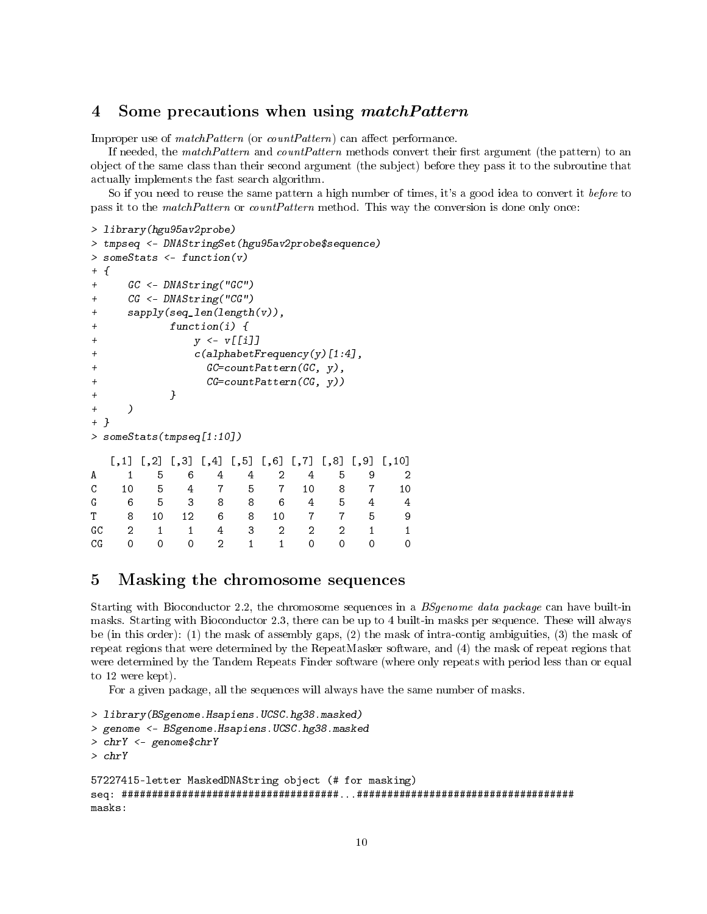## 4 Some precautions when using *matchPattern*

Improper use of *matchPattern* (or *countPattern*) can affect performance.

If needed, the *matchPattern* and *countPattern* methods convert their first argument (the pattern) to an object of the same class than their second argument (the subject) before they pass it to the subroutine that actually implements the fast search algorithm.

So if you need to reuse the same pattern a high number of times, it's a good idea to convert it *before* to pass it to the *matchPattern* or *countPattern* method. This way the conversion is done only once:

```
> library(hgu95av2probe)
> tmpseq <- DNAStringSet(hgu95av2probe$sequence)
> someStats <- function(v)
+ {
+     GC <- DNAString("GC")
+     CG <- DNAString("CG")
+     sapply(seq_len(length(v)),
+            function(i) {
+                y <- v[[i]]
+                c(alphabetFrequency(y)[1:4],
+                  GC=countPattern(GC, y),
+                  CG=countPattern(CG, y))
+            }
+     )
+ }
> someStats(tmpseq[1:10])

   [,1] [,2] [,3] [,4] [,5] [,6] [,7] [,8] [,9] [,10]
A     1    5    6    4    4    2    4    5    9     2
C    10    5    4    7    5    7   10    8    7    10
G     6    5    3    8    8    6    4    5    4     4
T     8   10   12    6    8   10    7    7    5     9
GC    2    1    1    4    3    2    2    2    1     1
CG    0    0    0    2    1    1    0    0    0     0
```

## 5 Masking the chromosome sequences

Starting with Bioconductor 2.2, the chromosome sequences in a *BSgenome data package* can have built-in masks. Starting with Bioconductor 2.3, there can be up to 4 built-in masks per sequence. These will always be (in this order): (1) the mask of assembly gaps, (2) the mask of intra-contig ambiguities, (3) the mask of repeat regions that were determined by the RepeatMasker software, and (4) the mask of repeat regions that were determined by the Tandem Repeats Finder software (where only repeats with period less than or equal to 12 were kept).

For a given package, all the sequences will always have the same number of masks.

```
> library(BSgenome.Hsapiens.UCSC.hg38.masked)
> genome <- BSgenome.Hsapiens.UCSC.hg38.masked
> chrY <- genome$chrY
> chrY

57227415-letter MaskedDNAString object (# for masking)
seq: ###################################...####################################
masks:
```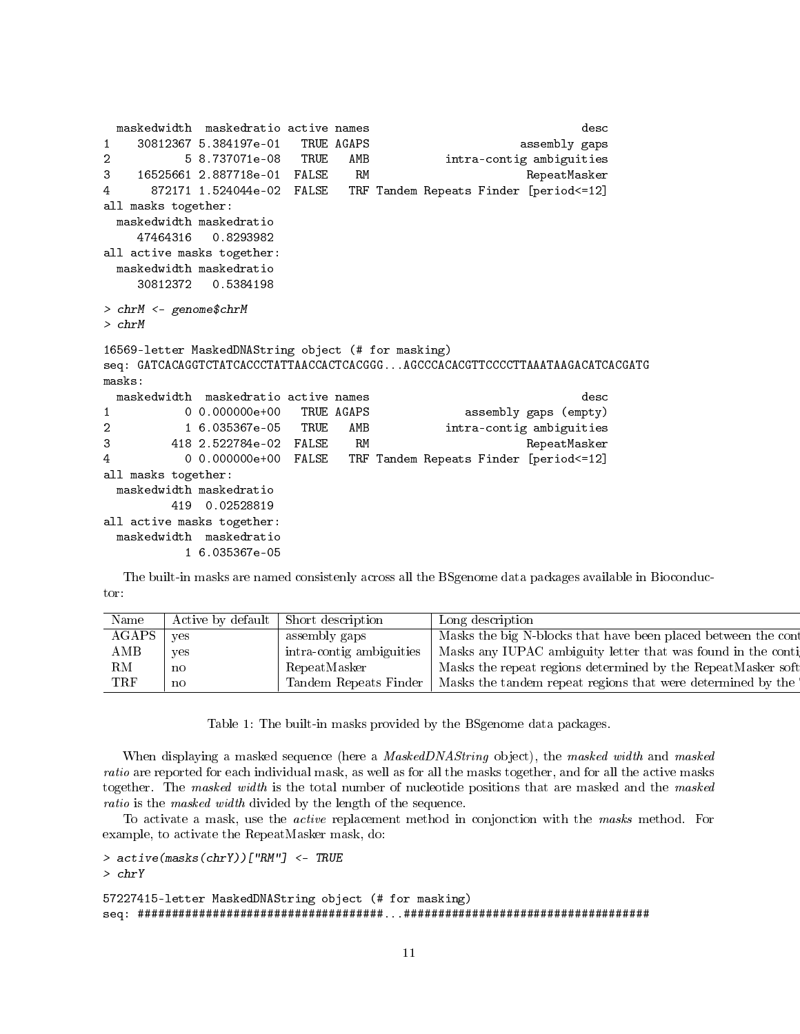```
  maskedwidth  maskedratio active names                               desc
1    30812367 5.384197e-01   TRUE AGAPS                      assembly gaps
2           5 8.737071e-08   TRUE   AMB           intra-contig ambiguities
3    16525661 2.887718e-01  FALSE    RM                       RepeatMasker
4      872171 1.524044e-02  FALSE   TRF Tandem Repeats Finder [period<=12]
all masks together:
  maskedwidth maskedratio
     47464316   0.8293982
all active masks together:
  maskedwidth maskedratio
     30812372   0.5384198
```

```
> chrM <- genome$chrM
> chrM
```

```
16569-letter MaskedDNAString object (# for masking)
seq: GATCACAGGTCTATCACCCTATTAACCACTCACGGG...AGCCCACACGTTCCCCTTAAATAAGACATCACGATG
masks:
  maskedwidth  maskedratio active names                               desc
1           0 0.000000e+00   TRUE AGAPS              assembly gaps (empty)
2           1 6.035367e-05   TRUE   AMB           intra-contig ambiguities
3         418 2.522784e-02  FALSE    RM                       RepeatMasker
4           0 0.000000e+00  FALSE   TRF Tandem Repeats Finder [period<=12]
all masks together:
  maskedwidth maskedratio
          419  0.02528819
all active masks together:
  maskedwidth  maskedratio
            1 6.035367e-05
```

The built-in masks are named consistenly across all the BSgenome data packages available in Bioconductor:

| Name | Active by default | Short description | Long description |
|---|---|---|---|
| AGAPS | yes | assembly gaps | Masks the big N-blocks that have been placed between the cont |
| AMB | yes | intra-contig ambiguities | Masks any IUPAC ambiguity letter that was found in the conti |
| RM | no | RepeatMasker | Masks the repeat regions determined by the RepeatMasker soft |
| TRF | no | Tandem Repeats Finder | Masks the tandem repeat regions that were determined by the |

Table 1: The built-in masks provided by the BSgenome data packages.

When displaying a masked sequence (here a *MaskedDNAString* object), the *masked width* and *masked ratio* are reported for each individual mask, as well as for all the masks together, and for all the active masks together. The *masked width* is the total number of nucleotide positions that are masked and the *masked ratio* is the *masked width* divided by the length of the sequence.

To activate a mask, use the *active* replacement method in conjonction with the *masks* method. For example, to activate the RepeatMasker mask, do:

```
> active(masks(chrY))["RM"] <- TRUE
> chrY
```

```
57227415-letter MaskedDNAString object (# for masking)
seq: ####################################...####################################
```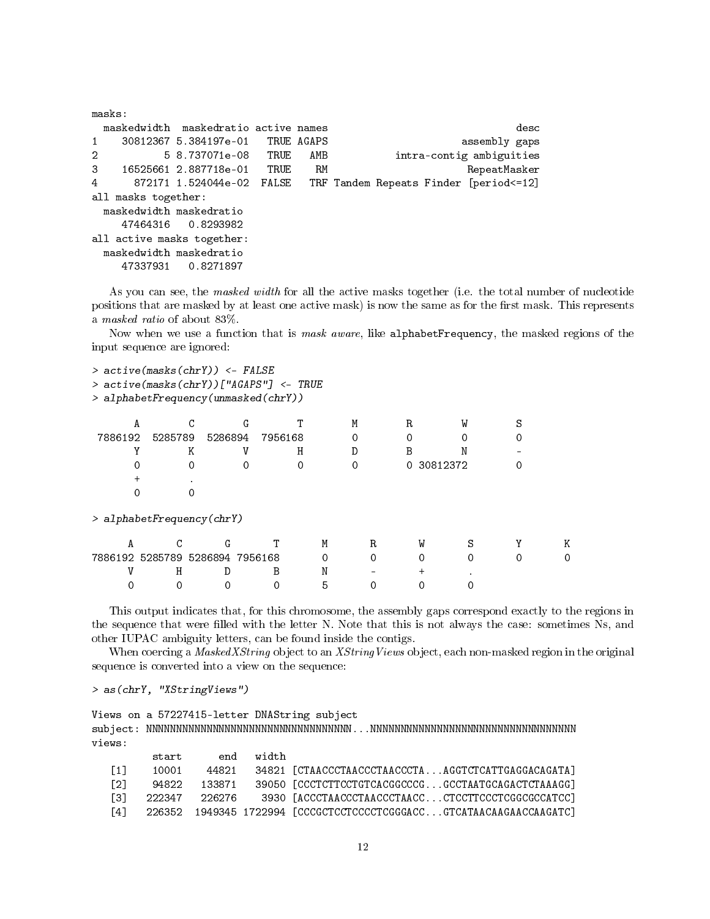```
masks:
  maskedwidth  maskedratio active names                               desc
1    30812367 5.384197e-01   TRUE AGAPS                      assembly gaps
2           5 8.737071e-08   TRUE   AMB           intra-contig ambiguities
3    16525661 2.887718e-01   TRUE    RM                       RepeatMasker
4      872171 1.524044e-02  FALSE   TRF Tandem Repeats Finder [period<=12]
all masks together:
  maskedwidth maskedratio
     47464316   0.8293982
all active masks together:
  maskedwidth maskedratio
     47337931   0.8271897
```

As you can see, the *masked width* for all the active masks together (i.e. the total number of nucleotide positions that are masked by at least one active mask) is now the same as for the first mask. This represents a *masked ratio* of about 83%.

Now when we use a function that is *mask aware*, like `alphabetFrequency`, the masked regions of the input sequence are ignored:

```
> active(masks(chrY)) <- FALSE
> active(masks(chrY))["AGAPS"] <- TRUE
> alphabetFrequency(unmasked(chrY))

       A        C        G        T        M        R        W        S
 7886192  5285789  5286894  7956168        0        0        0        0
       Y        K        V        H        D        B        N        -
       0        0        0        0        0        0 30812372        0
       +        .
       0        0

> alphabetFrequency(chrY)

      A       C       G       T       M       R       W       S       Y       K
7886192 5285789 5286894 7956168       0       0       0       0       0       0
      V       H       D       B       N       -       +       .
      0       0       0       0       5       0       0       0
```

This output indicates that, for this chromosome, the assembly gaps correspond exactly to the regions in the sequence that were filled with the letter N. Note that this is not always the case: sometimes Ns, and other IUPAC ambiguity letters, can be found inside the contigs.

When coercing a *MaskedXString* object to an *XStringViews* object, each non-masked region in the original sequence is converted into a view on the sequence:

```
> as(chrY, "XStringViews")

Views on a 57227415-letter DNAString subject
subject: NNNNNNNNNNNNNNNNNNNNNNNNNNNNNNNNNNNN...NNNNNNNNNNNNNNNNNNNNNNNNNNNNNNNNNNNN
views:
          start      end   width
   [1]    10001    44821   34821 [CTAACCCTAACCCTAACCCTA...AGGTCTCATTGAGGACAGATA]
   [2]    94822   133871   39050 [CCCTCTTCCTGTCACGGCCCG...GCCTAATGCAGACTCTAAAGG]
   [3]   222347   226276    3930 [ACCCTAACCCTAACCCTAACC...CTCCTTCCCTCGGCGCCATCC]
   [4]   226352  1949345 1722994 [CCCGCTCCTCCCCTCGGGACC...GTCATAACAAGAACCAAGATC]
```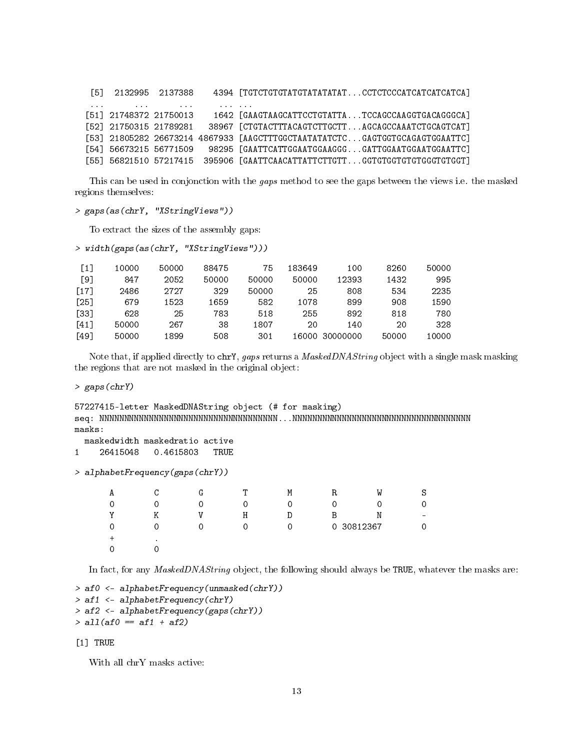```
  [5]  2132995  2137388    4394 [TGTCTGTGTATGTATATATAT...CCTCTCCCATCATCATCATCA]
  ...      ...      ...     ... ...
 [51] 21748372 21750013    1642 [GAAGTAAGCATTCCTGTATTA...TCCAGCCAAGGTGACAGGGCA]
 [52] 21750315 21789281   38967 [CTGTACTTTACAGTCTTGCTT...AGCAGCCAAATCTGCAGTCAT]
 [53] 21805282 26673214 4867933 [AAGCTTTGGCTAATATATCTC...GAGTGGTGCAGAGTGGAATTC]
 [54] 56673215 56771509   98295 [GAATTCATTGGAATGGAAGGG...GATTGGAATGGAATGGAATTC]
 [55] 56821510 57217415  395906 [GAATTCAACATTATTCTTGTT...GGTGTGGTGTGTGGGTGTGGT]
```

This can be used in conjonction with the *gaps* method to see the gaps between the views i.e. the masked regions themselves:

```
> gaps(as(chrY, "XStringViews"))
```

To extract the sizes of the assembly gaps:

```
> width(gaps(as(chrY, "XStringViews")))

 [1]    10000    50000    88475       75   183649      100     8260    50000
 [9]      847     2052    50000    50000    50000    12393     1432      995
[17]     2486     2727      329    50000       25      808      534     2235
[25]      679     1523     1659      582     1078      899      908     1590
[33]      628       25      783      518      255      892      818      780
[41]    50000      267       38     1807       20      140       20      328
[49]    50000     1899      508      301    16000 30000000    50000    10000
```

Note that, if applied directly to `chrY`, *gaps* returns a *MaskedDNAString* object with a single mask masking the regions that are not masked in the original object:

```
> gaps(chrY)

57227415-letter MaskedDNAString object (# for masking)
seq: NNNNNNNNNNNNNNNNNNNNNNNNNNNNNNNNNNNNN...NNNNNNNNNNNNNNNNNNNNNNNNNNNNNNNNNNNNN
masks:
  maskedwidth maskedratio active
1    26415048   0.4615803   TRUE

> alphabetFrequency(gaps(chrY))

       A        C        G        T        M        R        W        S 
       0        0        0        0        0        0        0        0 
       Y        K        V        H        D        B        N        - 
       0        0        0        0        0        0 30812367        0 
       +        . 
       0        0 
```

In fact, for any *MaskedDNAString* object, the following should always be `TRUE`, whatever the masks are:

```
> af0 <- alphabetFrequency(unmasked(chrY))
> af1 <- alphabetFrequency(chrY)
> af2 <- alphabetFrequency(gaps(chrY))
> all(af0 == af1 + af2)

[1] TRUE
```

With all chrY masks active: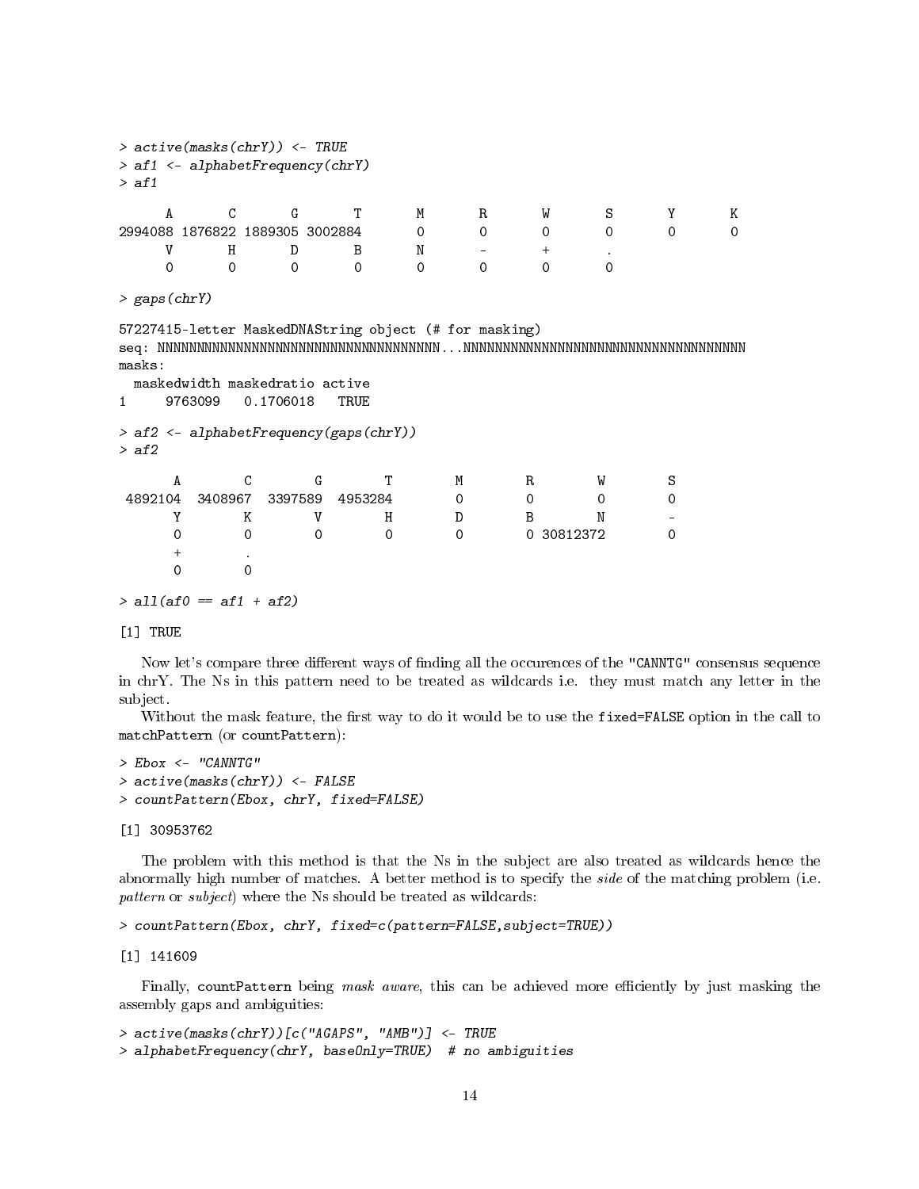```
> active(masks(chrY)) <- TRUE
> af1 <- alphabetFrequency(chrY)
> af1

      A       C       G       T       M       R       W       S       Y       K 
2994088 1876822 1889305 3002884       0       0       0       0       0       0 
      V       H       D       B       N       -       +       . 
      0       0       0       0       0       0       0       0 

> gaps(chrY)

57227415-letter MaskedDNAString object (# for masking)
seq: NNNNNNNNNNNNNNNNNNNNNNNNNNNNNNNNNNNNN...NNNNNNNNNNNNNNNNNNNNNNNNNNNNNNNNNNNNN
masks:
  maskedwidth maskedratio active
1     9763099   0.1706018   TRUE

> af2 <- alphabetFrequency(gaps(chrY))
> af2

       A        C        G        T        M        R        W        S 
 4892104  3408967  3397589  4953284        0        0        0        0 
       Y        K        V        H        D        B        N        - 
       0        0        0        0        0        0 30812372        0 
       +        . 
       0        0 

> all(af0 == af1 + af2)

[1] TRUE
```

Now let's compare three different ways of finding all the occurences of the "CANNTG" consensus sequence in chrY. The Ns in this pattern need to be treated as wildcards i.e. they must match any letter in the subject.

Without the mask feature, the first way to do it would be to use the `fixed=FALSE` option in the call to `matchPattern` (or `countPattern`):

```
> Ebox <- "CANNTG"
> active(masks(chrY)) <- FALSE
> countPattern(Ebox, chrY, fixed=FALSE)

[1] 30953762
```

The problem with this method is that the Ns in the subject are also treated as wildcards hence the abnormally high number of matches. A better method is to specify the *side* of the matching problem (i.e. *pattern* or *subject*) where the Ns should be treated as wildcards:

```
> countPattern(Ebox, chrY, fixed=c(pattern=FALSE,subject=TRUE))

[1] 141609
```

Finally, `countPattern` being *mask aware*, this can be achieved more efficiently by just masking the assembly gaps and ambiguities:

```
> active(masks(chrY))[c("AGAPS", "AMB")] <- TRUE
> alphabetFrequency(chrY, baseOnly=TRUE)  # no ambiguities
```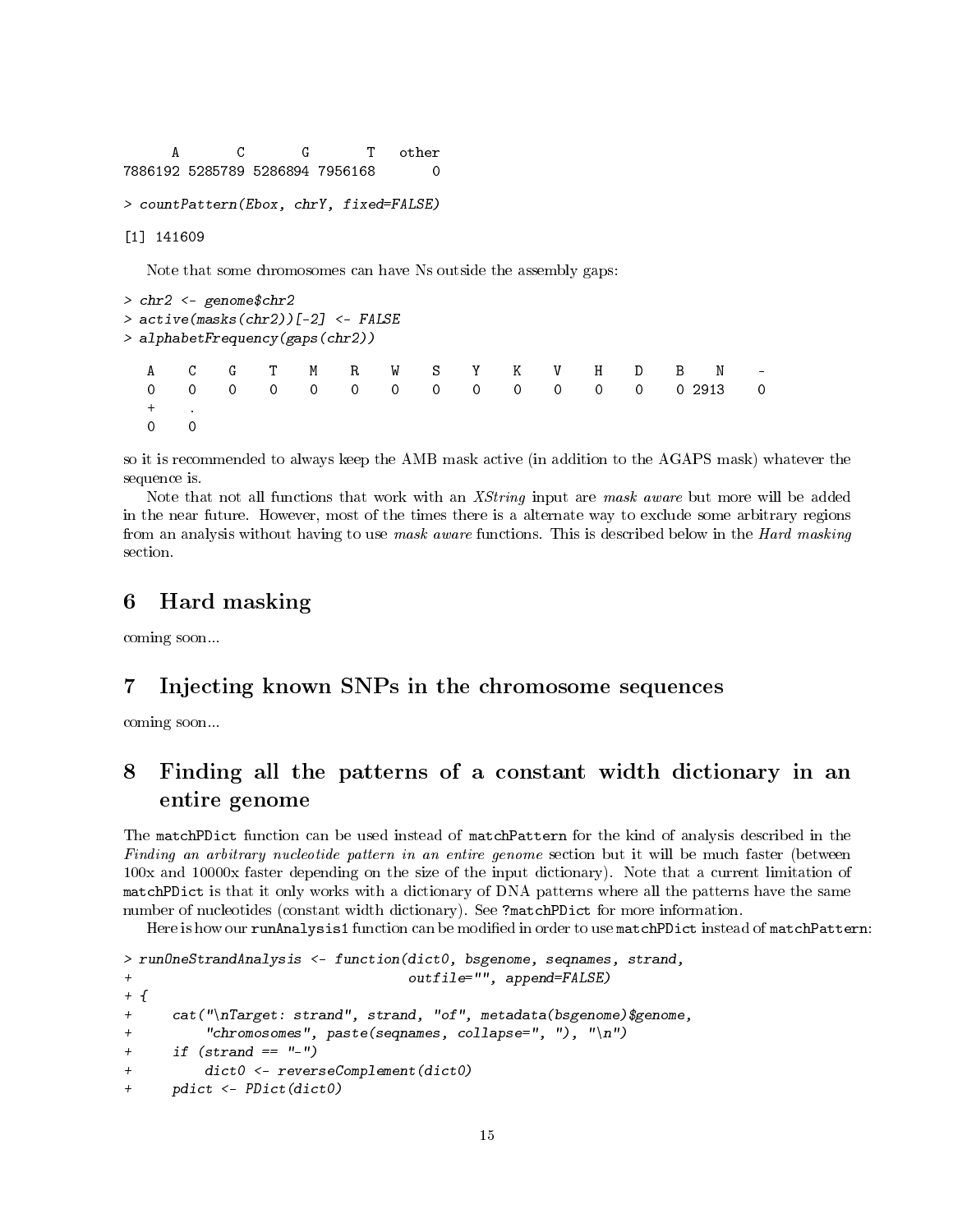```
      A       C       G       T   other 
7886192 5285789 5286894 7956168       0 
```

```
> countPattern(Ebox, chrY, fixed=FALSE)
```

```
[1] 141609
```

Note that some chromosomes can have Ns outside the assembly gaps:

```
> chr2 <- genome$chr2
> active(masks(chr2))[-2] <- FALSE
> alphabetFrequency(gaps(chr2))
```

```
   A    C    G    T    M    R    W    S    Y    K    V    H    D    B    N    - 
   0    0    0    0    0    0    0    0    0    0    0    0    0    0 2913    0 
   +    . 
   0    0 
```

so it is recommended to always keep the AMB mask active (in addition to the AGAPS mask) whatever the sequence is.

Note that not all functions that work with an *XString* input are *mask aware* but more will be added in the near future. However, most of the times there is a alternate way to exclude some arbitrary regions from an analysis without having to use *mask aware* functions. This is described below in the *Hard masking* section.

# 6 Hard masking

coming soon...

# 7 Injecting known SNPs in the chromosome sequences

coming soon...

# 8 Finding all the patterns of a constant width dictionary in an entire genome

The `matchPDict` function can be used instead of `matchPattern` for the kind of analysis described in the *Finding an arbitrary nucleotide pattern in an entire genome* section but it will be much faster (between 100x and 10000x faster depending on the size of the input dictionary). Note that a current limitation of `matchPDict` is that it only works with a dictionary of DNA patterns where all the patterns have the same number of nucleotides (constant width dictionary). See `?matchPDict` for more information.

Here is how our `runAnalysis1` function can be modified in order to use `matchPDict` instead of `matchPattern`:

```
> runOneStrandAnalysis <- function(dict0, bsgenome, seqnames, strand,
+                                  outfile="", append=FALSE)
+ {
+     cat("\nTarget: strand", strand, "of", metadata(bsgenome)$genome,
+         "chromosomes", paste(seqnames, collapse=", "), "\n")
+     if (strand == "-")
+         dict0 <- reverseComplement(dict0)
+     pdict <- PDict(dict0)
```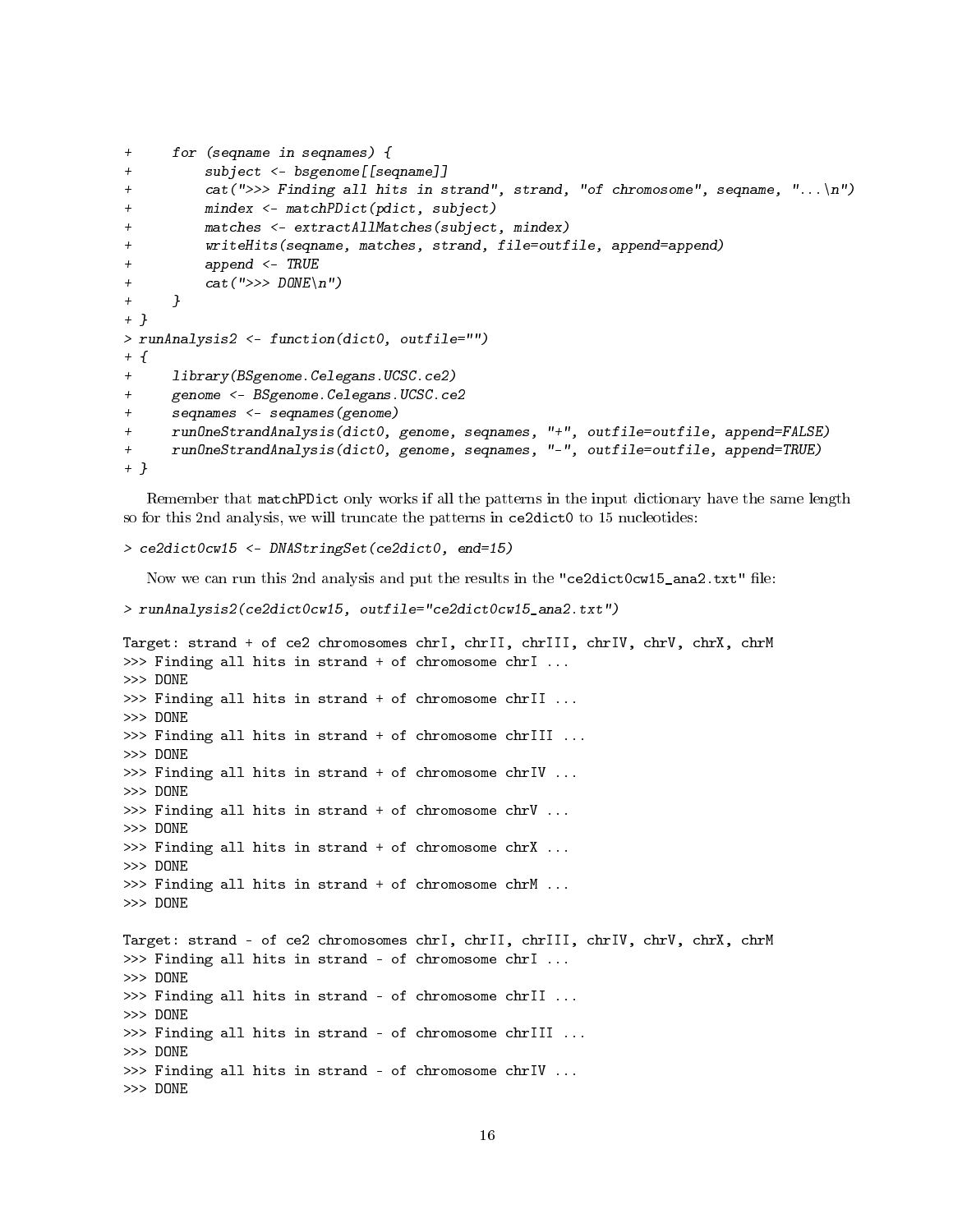```
+     for (seqname in seqnames) {
+         subject <- bsgenome[[seqname]]
+         cat(">>> Finding all hits in strand", strand, "of chromosome", seqname, "...\n")
+         mindex <- matchPDict(pdict, subject)
+         matches <- extractAllMatches(subject, mindex)
+         writeHits(seqname, matches, strand, file=outfile, append=append)
+         append <- TRUE
+         cat(">>> DONE\n")
+     }
+ }
> runAnalysis2 <- function(dict0, outfile="")
+ {
+     library(BSgenome.Celegans.UCSC.ce2)
+     genome <- BSgenome.Celegans.UCSC.ce2
+     seqnames <- seqnames(genome)
+     runOneStrandAnalysis(dict0, genome, seqnames, "+", outfile=outfile, append=FALSE)
+     runOneStrandAnalysis(dict0, genome, seqnames, "-", outfile=outfile, append=TRUE)
+ }
```

Remember that matchPDict only works if all the patterns in the input dictionary have the same length so for this 2nd analysis, we will truncate the patterns in ce2dict0 to 15 nucleotides:

```
> ce2dict0cw15 <- DNAStringSet(ce2dict0, end=15)
```

Now we can run this 2nd analysis and put the results in the "ce2dict0cw15_ana2.txt" file:

```
> runAnalysis2(ce2dict0cw15, outfile="ce2dict0cw15_ana2.txt")

Target: strand + of ce2 chromosomes chrI, chrII, chrIII, chrIV, chrV, chrX, chrM
>>> Finding all hits in strand + of chromosome chrI ...
>>> DONE
>>> Finding all hits in strand + of chromosome chrII ...
>>> DONE
>>> Finding all hits in strand + of chromosome chrIII ...
>>> DONE
>>> Finding all hits in strand + of chromosome chrIV ...
>>> DONE
>>> Finding all hits in strand + of chromosome chrV ...
>>> DONE
>>> Finding all hits in strand + of chromosome chrX ...
>>> DONE
>>> Finding all hits in strand + of chromosome chrM ...
>>> DONE

Target: strand - of ce2 chromosomes chrI, chrII, chrIII, chrIV, chrV, chrX, chrM
>>> Finding all hits in strand - of chromosome chrI ...
>>> DONE
>>> Finding all hits in strand - of chromosome chrII ...
>>> DONE
>>> Finding all hits in strand - of chromosome chrIII ...
>>> DONE
>>> Finding all hits in strand - of chromosome chrIV ...
>>> DONE
```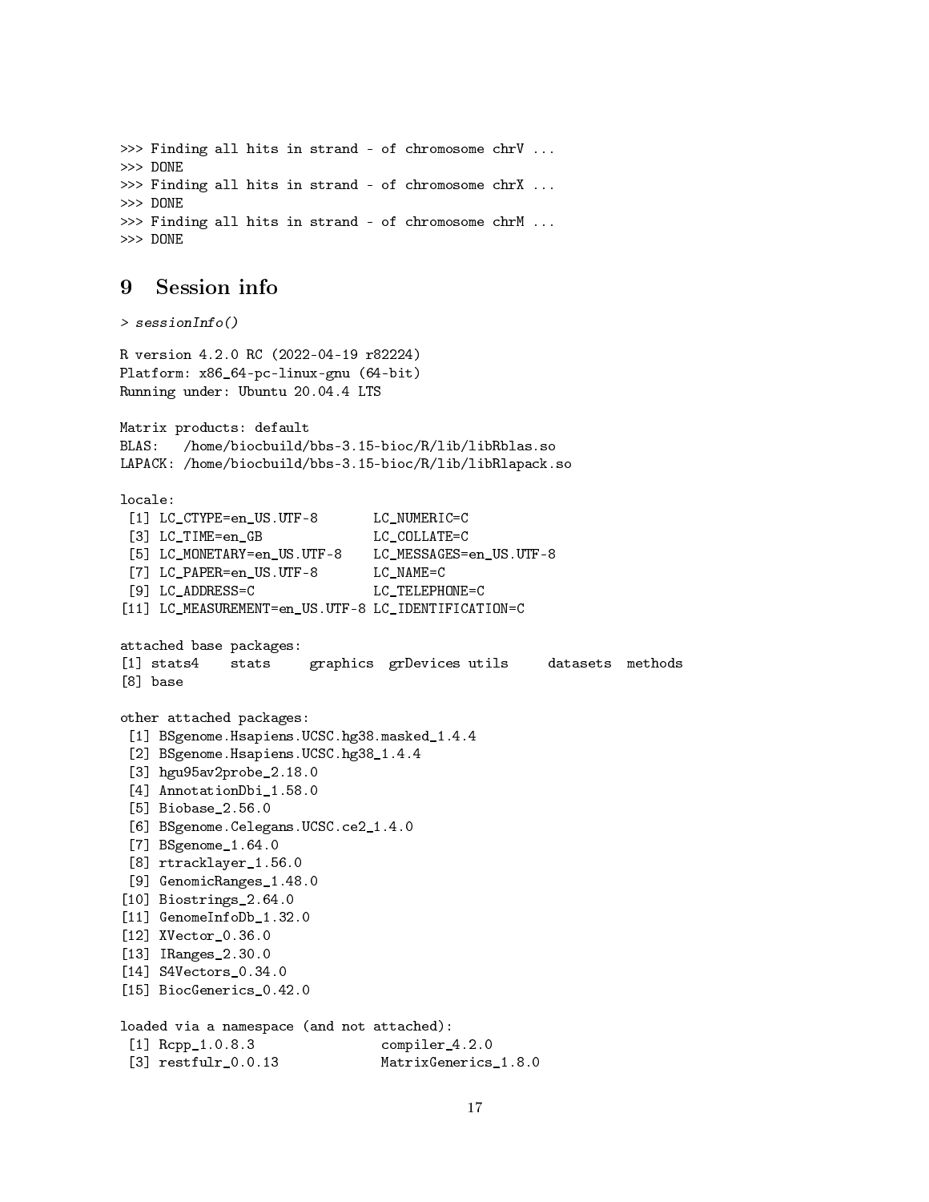```
>>> Finding all hits in strand - of chromosome chrV ...
>>> DONE
>>> Finding all hits in strand - of chromosome chrX ...
>>> DONE
>>> Finding all hits in strand - of chromosome chrM ...
>>> DONE
```

## 9 Session info

```
> sessionInfo()

R version 4.2.0 RC (2022-04-19 r82224)
Platform: x86_64-pc-linux-gnu (64-bit)
Running under: Ubuntu 20.04.4 LTS

Matrix products: default
BLAS:   /home/biocbuild/bbs-3.15-bioc/R/lib/libRblas.so
LAPACK: /home/biocbuild/bbs-3.15-bioc/R/lib/libRlapack.so

locale:
 [1] LC_CTYPE=en_US.UTF-8       LC_NUMERIC=C
 [3] LC_TIME=en_GB              LC_COLLATE=C
 [5] LC_MONETARY=en_US.UTF-8    LC_MESSAGES=en_US.UTF-8
 [7] LC_PAPER=en_US.UTF-8       LC_NAME=C
 [9] LC_ADDRESS=C               LC_TELEPHONE=C
[11] LC_MEASUREMENT=en_US.UTF-8 LC_IDENTIFICATION=C

attached base packages:
[1] stats4    stats     graphics  grDevices utils     datasets  methods
[8] base

other attached packages:
 [1] BSgenome.Hsapiens.UCSC.hg38.masked_1.4.4
 [2] BSgenome.Hsapiens.UCSC.hg38_1.4.4
 [3] hgu95av2probe_2.18.0
 [4] AnnotationDbi_1.58.0
 [5] Biobase_2.56.0
 [6] BSgenome.Celegans.UCSC.ce2_1.4.0
 [7] BSgenome_1.64.0
 [8] rtracklayer_1.56.0
 [9] GenomicRanges_1.48.0
[10] Biostrings_2.64.0
[11] GenomeInfoDb_1.32.0
[12] XVector_0.36.0
[13] IRanges_2.30.0
[14] S4Vectors_0.34.0
[15] BiocGenerics_0.42.0

loaded via a namespace (and not attached):
 [1] Rcpp_1.0.8.3                compiler_4.2.0
 [3] restfulr_0.0.13             MatrixGenerics_1.8.0
```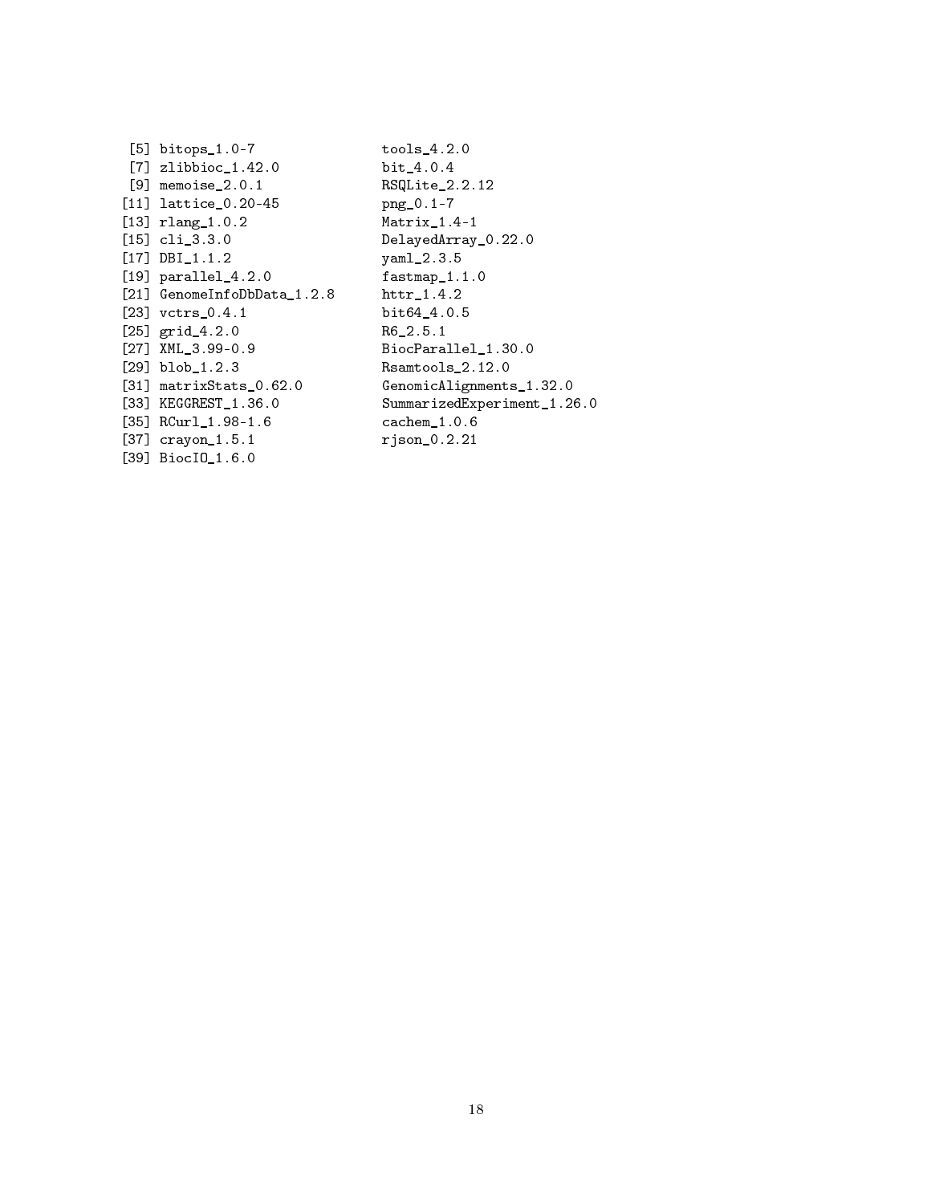```
 [5] bitops_1.0-7                tools_4.2.0
 [7] zlibbioc_1.42.0             bit_4.0.4
 [9] memoise_2.0.1               RSQLite_2.2.12
[11] lattice_0.20-45             png_0.1-7
[13] rlang_1.0.2                 Matrix_1.4-1
[15] cli_3.3.0                   DelayedArray_0.22.0
[17] DBI_1.1.2                   yaml_2.3.5
[19] parallel_4.2.0              fastmap_1.1.0
[21] GenomeInfoDbData_1.2.8      httr_1.4.2
[23] vctrs_0.4.1                 bit64_4.0.5
[25] grid_4.2.0                  R6_2.5.1
[27] XML_3.99-0.9                BiocParallel_1.30.0
[29] blob_1.2.3                  Rsamtools_2.12.0
[31] matrixStats_0.62.0          GenomicAlignments_1.32.0
[33] KEGGREST_1.36.0             SummarizedExperiment_1.26.0
[35] RCurl_1.98-1.6              cachem_1.0.6
[37] crayon_1.5.1                rjson_0.2.21
[39] BiocIO_1.6.0
```